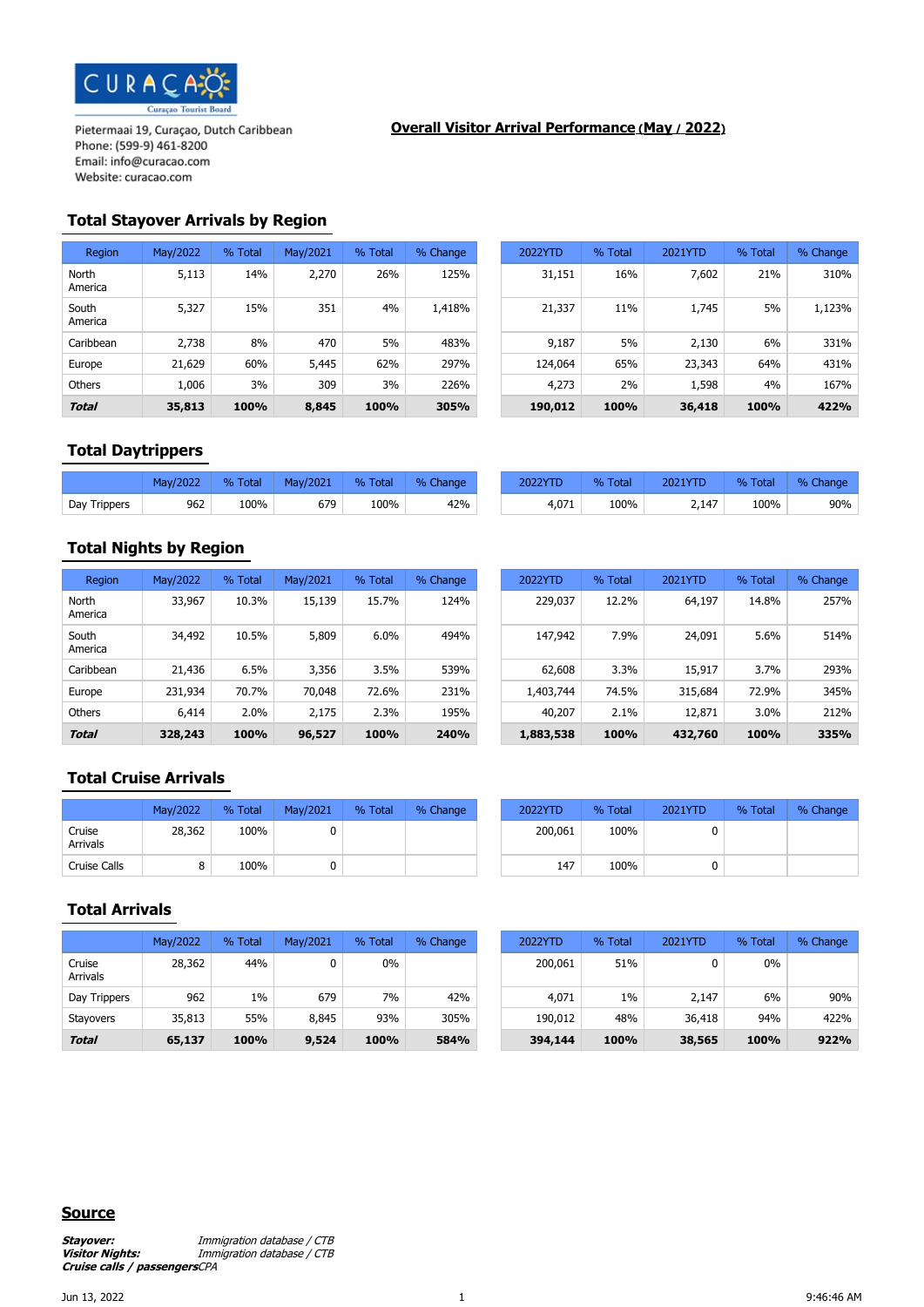Curaçao Tourist Board

Pietermaai 19, Curaçao, Dutch Caribbean
Phone: (599-9) 461-8200
Email: info@curacao.com
Website: curacao.com

# Overall Visitor Arrival Performance (May / 2022)

## Total Stayover Arrivals by Region

| Region | May/2022 | % Total | May/2021 | % Total | % Change | 2022YTD | % Total | 2021YTD | % Total | % Change |
|---|---|---|---|---|---|---|---|---|---|---|
| North America | 5,113 | 14% | 2,270 | 26% | 125% | 31,151 | 16% | 7,602 | 21% | 310% |
| South America | 5,327 | 15% | 351 | 4% | 1,418% | 21,337 | 11% | 1,745 | 5% | 1,123% |
| Caribbean | 2,738 | 8% | 470 | 5% | 483% | 9,187 | 5% | 2,130 | 6% | 331% |
| Europe | 21,629 | 60% | 5,445 | 62% | 297% | 124,064 | 65% | 23,343 | 64% | 431% |
| Others | 1,006 | 3% | 309 | 3% | 226% | 4,273 | 2% | 1,598 | 4% | 167% |
| ***Total*** | **35,813** | **100%** | **8,845** | **100%** | **305%** | **190,012** | **100%** | **36,418** | **100%** | **422%** |

## Total Daytrippers

| | May/2022 | % Total | May/2021 | % Total | % Change | 2022YTD | % Total | 2021YTD | % Total | % Change |
|---|---|---|---|---|---|---|---|---|---|---|
| Day Trippers | 962 | 100% | 679 | 100% | 42% | 4,071 | 100% | 2,147 | 100% | 90% |

## Total Nights by Region

| Region | May/2022 | % Total | May/2021 | % Total | % Change | 2022YTD | % Total | 2021YTD | % Total | % Change |
|---|---|---|---|---|---|---|---|---|---|---|
| North America | 33,967 | 10.3% | 15,139 | 15.7% | 124% | 229,037 | 12.2% | 64,197 | 14.8% | 257% |
| South America | 34,492 | 10.5% | 5,809 | 6.0% | 494% | 147,942 | 7.9% | 24,091 | 5.6% | 514% |
| Caribbean | 21,436 | 6.5% | 3,356 | 3.5% | 539% | 62,608 | 3.3% | 15,917 | 3.7% | 293% |
| Europe | 231,934 | 70.7% | 70,048 | 72.6% | 231% | 1,403,744 | 74.5% | 315,684 | 72.9% | 345% |
| Others | 6,414 | 2.0% | 2,175 | 2.3% | 195% | 40,207 | 2.1% | 12,871 | 3.0% | 212% |
| ***Total*** | **328,243** | **100%** | **96,527** | **100%** | **240%** | **1,883,538** | **100%** | **432,760** | **100%** | **335%** |

## Total Cruise Arrivals

| | May/2022 | % Total | May/2021 | % Total | % Change | 2022YTD | % Total | 2021YTD | % Total | % Change |
|---|---|---|---|---|---|---|---|---|---|---|
| Cruise Arrivals | 28,362 | 100% | 0 | | | 200,061 | 100% | 0 | | |
| Cruise Calls | 8 | 100% | 0 | | | 147 | 100% | 0 | | |

## Total Arrivals

| | May/2022 | % Total | May/2021 | % Total | % Change | 2022YTD | % Total | 2021YTD | % Total | % Change |
|---|---|---|---|---|---|---|---|---|---|---|
| Cruise Arrivals | 28,362 | 44% | 0 | 0% | | 200,061 | 51% | 0 | 0% | |
| Day Trippers | 962 | 1% | 679 | 7% | 42% | 4,071 | 1% | 2,147 | 6% | 90% |
| Stayovers | 35,813 | 55% | 8,845 | 93% | 305% | 190,012 | 48% | 36,418 | 94% | 422% |
| ***Total*** | **65,137** | **100%** | **9,524** | **100%** | **584%** | **394,144** | **100%** | **38,565** | **100%** | **922%** |

## Source

***Stayover:*** *Immigration database / CTB*
***Visitor Nights:*** *Immigration database / CTB*
***Cruise calls / passengers*** *CPA*

Jun 13, 2022 9:46:46 AM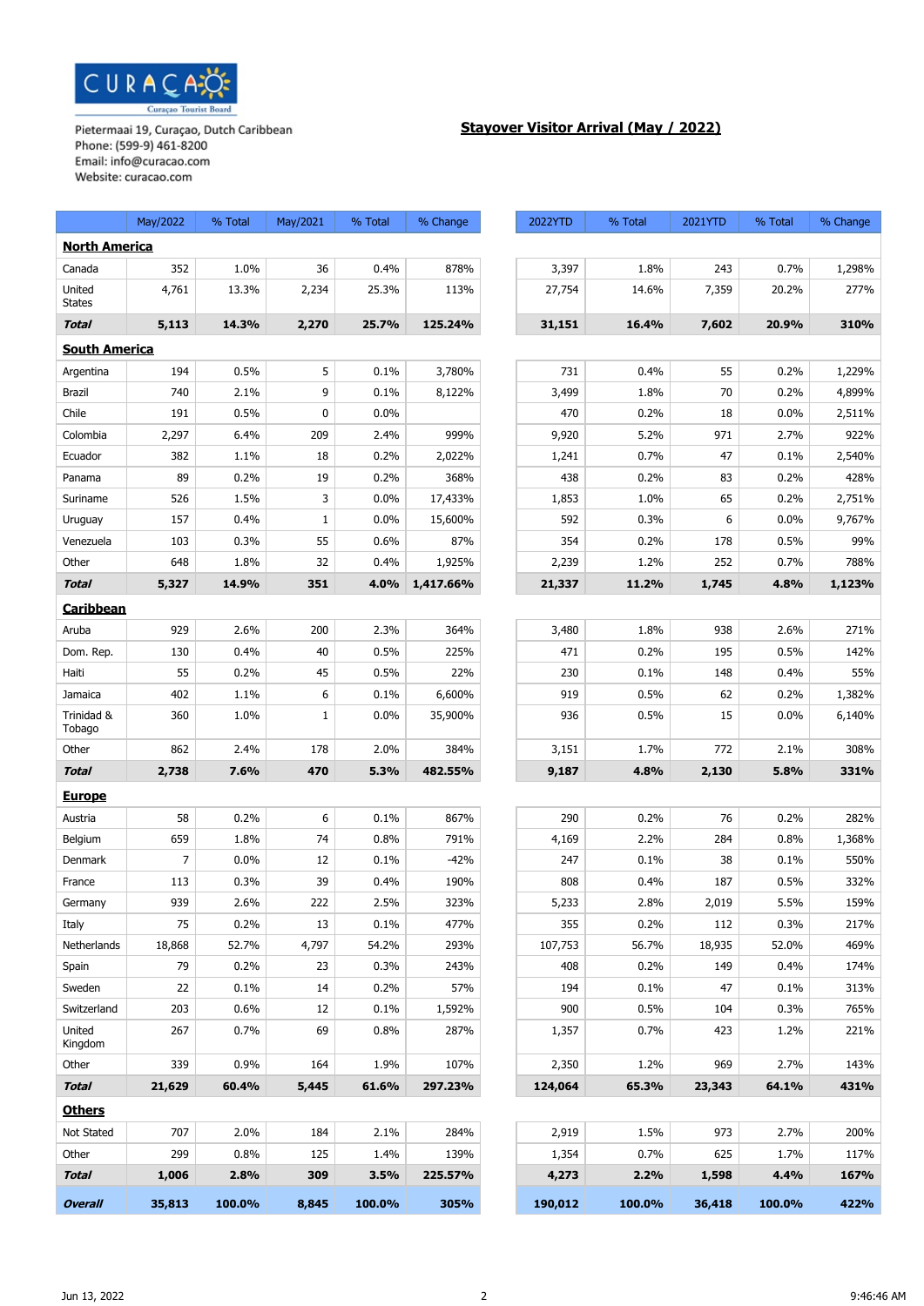CURAÇAO
Curaçao Tourist Board

Pietermaai 19, Curaçao, Dutch Caribbean
Phone: (599-9) 461-8200
Email: info@curacao.com
Website: curacao.com

## Stayover Visitor Arrival (May / 2022)

| | May/2022 | % Total | May/2021 | % Total | % Change | 2022YTD | % Total | 2021YTD | % Total | % Change |
|---|---|---|---|---|---|---|---|---|---|---|
| **North America** | | | | | | | | | | |
| Canada | 352 | 1.0% | 36 | 0.4% | 878% | 3,397 | 1.8% | 243 | 0.7% | 1,298% |
| United States | 4,761 | 13.3% | 2,234 | 25.3% | 113% | 27,754 | 14.6% | 7,359 | 20.2% | 277% |
| ***Total*** | **5,113** | **14.3%** | **2,270** | **25.7%** | **125.24%** | **31,151** | **16.4%** | **7,602** | **20.9%** | **310%** |
| **South America** | | | | | | | | | | |
| Argentina | 194 | 0.5% | 5 | 0.1% | 3,780% | 731 | 0.4% | 55 | 0.2% | 1,229% |
| Brazil | 740 | 2.1% | 9 | 0.1% | 8,122% | 3,499 | 1.8% | 70 | 0.2% | 4,899% |
| Chile | 191 | 0.5% | 0 | 0.0% | | 470 | 0.2% | 18 | 0.0% | 2,511% |
| Colombia | 2,297 | 6.4% | 209 | 2.4% | 999% | 9,920 | 5.2% | 971 | 2.7% | 922% |
| Ecuador | 382 | 1.1% | 18 | 0.2% | 2,022% | 1,241 | 0.7% | 47 | 0.1% | 2,540% |
| Panama | 89 | 0.2% | 19 | 0.2% | 368% | 438 | 0.2% | 83 | 0.2% | 428% |
| Suriname | 526 | 1.5% | 3 | 0.0% | 17,433% | 1,853 | 1.0% | 65 | 0.2% | 2,751% |
| Uruguay | 157 | 0.4% | 1 | 0.0% | 15,600% | 592 | 0.3% | 6 | 0.0% | 9,767% |
| Venezuela | 103 | 0.3% | 55 | 0.6% | 87% | 354 | 0.2% | 178 | 0.5% | 99% |
| Other | 648 | 1.8% | 32 | 0.4% | 1,925% | 2,239 | 1.2% | 252 | 0.7% | 788% |
| ***Total*** | **5,327** | **14.9%** | **351** | **4.0%** | **1,417.66%** | **21,337** | **11.2%** | **1,745** | **4.8%** | **1,123%** |
| **Caribbean** | | | | | | | | | | |
| Aruba | 929 | 2.6% | 200 | 2.3% | 364% | 3,480 | 1.8% | 938 | 2.6% | 271% |
| Dom. Rep. | 130 | 0.4% | 40 | 0.5% | 225% | 471 | 0.2% | 195 | 0.5% | 142% |
| Haiti | 55 | 0.2% | 45 | 0.5% | 22% | 230 | 0.1% | 148 | 0.4% | 55% |
| Jamaica | 402 | 1.1% | 6 | 0.1% | 6,600% | 919 | 0.5% | 62 | 0.2% | 1,382% |
| Trinidad & Tobago | 360 | 1.0% | 1 | 0.0% | 35,900% | 936 | 0.5% | 15 | 0.0% | 6,140% |
| Other | 862 | 2.4% | 178 | 2.0% | 384% | 3,151 | 1.7% | 772 | 2.1% | 308% |
| ***Total*** | **2,738** | **7.6%** | **470** | **5.3%** | **482.55%** | **9,187** | **4.8%** | **2,130** | **5.8%** | **331%** |
| **Europe** | | | | | | | | | | |
| Austria | 58 | 0.2% | 6 | 0.1% | 867% | 290 | 0.2% | 76 | 0.2% | 282% |
| Belgium | 659 | 1.8% | 74 | 0.8% | 791% | 4,169 | 2.2% | 284 | 0.8% | 1,368% |
| Denmark | 7 | 0.0% | 12 | 0.1% | -42% | 247 | 0.1% | 38 | 0.1% | 550% |
| France | 113 | 0.3% | 39 | 0.4% | 190% | 808 | 0.4% | 187 | 0.5% | 332% |
| Germany | 939 | 2.6% | 222 | 2.5% | 323% | 5,233 | 2.8% | 2,019 | 5.5% | 159% |
| Italy | 75 | 0.2% | 13 | 0.1% | 477% | 355 | 0.2% | 112 | 0.3% | 217% |
| Netherlands | 18,868 | 52.7% | 4,797 | 54.2% | 293% | 107,753 | 56.7% | 18,935 | 52.0% | 469% |
| Spain | 79 | 0.2% | 23 | 0.3% | 243% | 408 | 0.2% | 149 | 0.4% | 174% |
| Sweden | 22 | 0.1% | 14 | 0.2% | 57% | 194 | 0.1% | 47 | 0.1% | 313% |
| Switzerland | 203 | 0.6% | 12 | 0.1% | 1,592% | 900 | 0.5% | 104 | 0.3% | 765% |
| United Kingdom | 267 | 0.7% | 69 | 0.8% | 287% | 1,357 | 0.7% | 423 | 1.2% | 221% |
| Other | 339 | 0.9% | 164 | 1.9% | 107% | 2,350 | 1.2% | 969 | 2.7% | 143% |
| ***Total*** | **21,629** | **60.4%** | **5,445** | **61.6%** | **297.23%** | **124,064** | **65.3%** | **23,343** | **64.1%** | **431%** |
| **Others** | | | | | | | | | | |
| Not Stated | 707 | 2.0% | 184 | 2.1% | 284% | 2,919 | 1.5% | 973 | 2.7% | 200% |
| Other | 299 | 0.8% | 125 | 1.4% | 139% | 1,354 | 0.7% | 625 | 1.7% | 117% |
| ***Total*** | **1,006** | **2.8%** | **309** | **3.5%** | **225.57%** | **4,273** | **2.2%** | **1,598** | **4.4%** | **167%** |
| ***Overall*** | **35,813** | **100.0%** | **8,845** | **100.0%** | **305%** | **190,012** | **100.0%** | **36,418** | **100.0%** | **422%** |

Jun 13, 2022 9:46:46 AM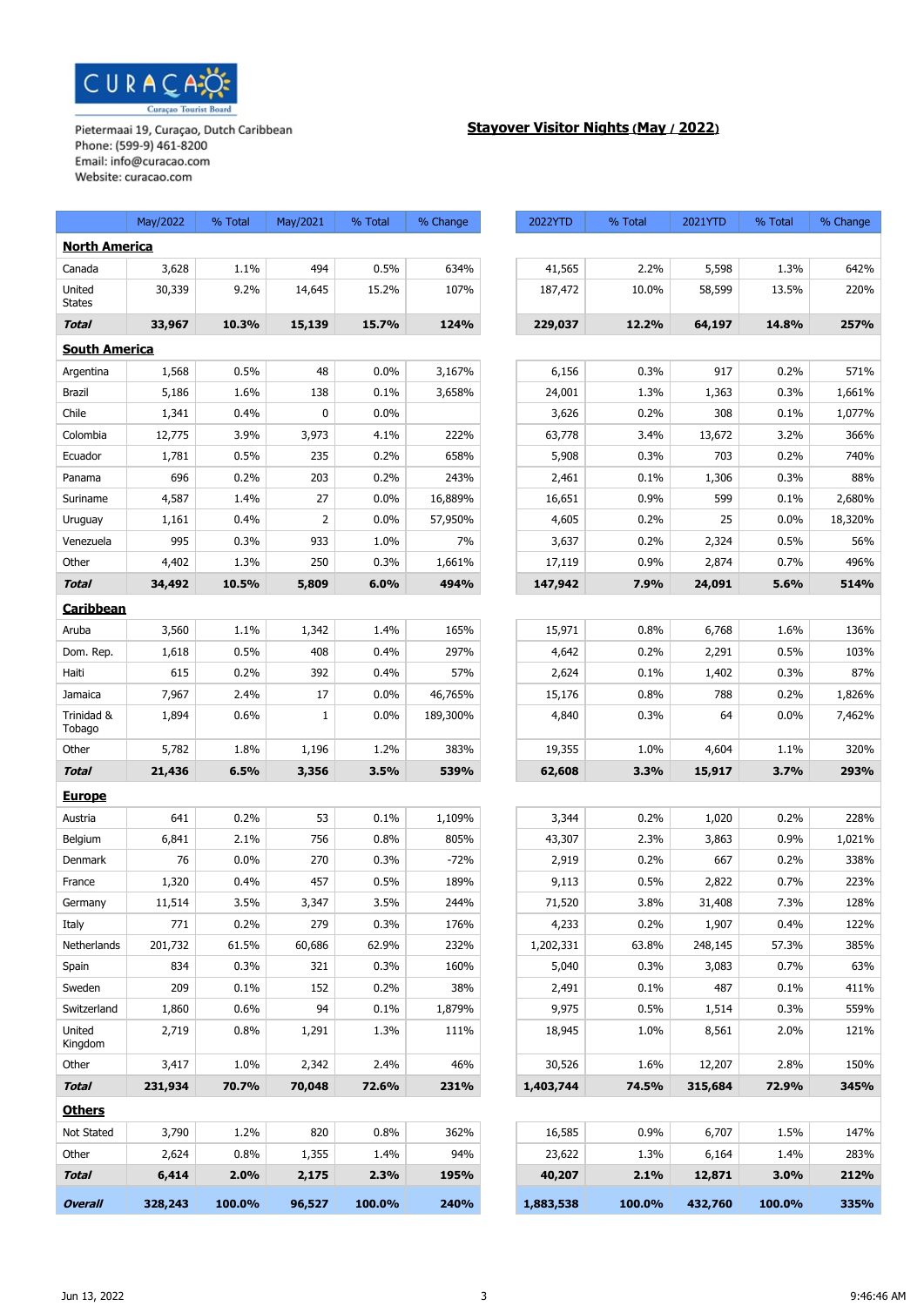CURAÇAO
Curaçao Tourist Board

Pietermaai 19, Curaçao, Dutch Caribbean
Phone: (599-9) 461-8200
Email: info@curacao.com
Website: curacao.com

## Stayover Visitor Nights (May / 2022)

| | May/2022 | % Total | May/2021 | % Total | % Change | 2022YTD | % Total | 2021YTD | % Total | % Change |
|---|---|---|---|---|---|---|---|---|---|---|
| **North America** | | | | | | | | | | |
| Canada | 3,628 | 1.1% | 494 | 0.5% | 634% | 41,565 | 2.2% | 5,598 | 1.3% | 642% |
| United States | 30,339 | 9.2% | 14,645 | 15.2% | 107% | 187,472 | 10.0% | 58,599 | 13.5% | 220% |
| ***Total*** | **33,967** | **10.3%** | **15,139** | **15.7%** | **124%** | **229,037** | **12.2%** | **64,197** | **14.8%** | **257%** |
| **South America** | | | | | | | | | | |
| Argentina | 1,568 | 0.5% | 48 | 0.0% | 3,167% | 6,156 | 0.3% | 917 | 0.2% | 571% |
| Brazil | 5,186 | 1.6% | 138 | 0.1% | 3,658% | 24,001 | 1.3% | 1,363 | 0.3% | 1,661% |
| Chile | 1,341 | 0.4% | 0 | 0.0% | | 3,626 | 0.2% | 308 | 0.1% | 1,077% |
| Colombia | 12,775 | 3.9% | 3,973 | 4.1% | 222% | 63,778 | 3.4% | 13,672 | 3.2% | 366% |
| Ecuador | 1,781 | 0.5% | 235 | 0.2% | 658% | 5,908 | 0.3% | 703 | 0.2% | 740% |
| Panama | 696 | 0.2% | 203 | 0.2% | 243% | 2,461 | 0.1% | 1,306 | 0.3% | 88% |
| Suriname | 4,587 | 1.4% | 27 | 0.0% | 16,889% | 16,651 | 0.9% | 599 | 0.1% | 2,680% |
| Uruguay | 1,161 | 0.4% | 2 | 0.0% | 57,950% | 4,605 | 0.2% | 25 | 0.0% | 18,320% |
| Venezuela | 995 | 0.3% | 933 | 1.0% | 7% | 3,637 | 0.2% | 2,324 | 0.5% | 56% |
| Other | 4,402 | 1.3% | 250 | 0.3% | 1,661% | 17,119 | 0.9% | 2,874 | 0.7% | 496% |
| ***Total*** | **34,492** | **10.5%** | **5,809** | **6.0%** | **494%** | **147,942** | **7.9%** | **24,091** | **5.6%** | **514%** |
| **Caribbean** | | | | | | | | | | |
| Aruba | 3,560 | 1.1% | 1,342 | 1.4% | 165% | 15,971 | 0.8% | 6,768 | 1.6% | 136% |
| Dom. Rep. | 1,618 | 0.5% | 408 | 0.4% | 297% | 4,642 | 0.2% | 2,291 | 0.5% | 103% |
| Haiti | 615 | 0.2% | 392 | 0.4% | 57% | 2,624 | 0.1% | 1,402 | 0.3% | 87% |
| Jamaica | 7,967 | 2.4% | 17 | 0.0% | 46,765% | 15,176 | 0.8% | 788 | 0.2% | 1,826% |
| Trinidad & Tobago | 1,894 | 0.6% | 1 | 0.0% | 189,300% | 4,840 | 0.3% | 64 | 0.0% | 7,462% |
| Other | 5,782 | 1.8% | 1,196 | 1.2% | 383% | 19,355 | 1.0% | 4,604 | 1.1% | 320% |
| ***Total*** | **21,436** | **6.5%** | **3,356** | **3.5%** | **539%** | **62,608** | **3.3%** | **15,917** | **3.7%** | **293%** |
| **Europe** | | | | | | | | | | |
| Austria | 641 | 0.2% | 53 | 0.1% | 1,109% | 3,344 | 0.2% | 1,020 | 0.2% | 228% |
| Belgium | 6,841 | 2.1% | 756 | 0.8% | 805% | 43,307 | 2.3% | 3,863 | 0.9% | 1,021% |
| Denmark | 76 | 0.0% | 270 | 0.3% | -72% | 2,919 | 0.2% | 667 | 0.2% | 338% |
| France | 1,320 | 0.4% | 457 | 0.5% | 189% | 9,113 | 0.5% | 2,822 | 0.7% | 223% |
| Germany | 11,514 | 3.5% | 3,347 | 3.5% | 244% | 71,520 | 3.8% | 31,408 | 7.3% | 128% |
| Italy | 771 | 0.2% | 279 | 0.3% | 176% | 4,233 | 0.2% | 1,907 | 0.4% | 122% |
| Netherlands | 201,732 | 61.5% | 60,686 | 62.9% | 232% | 1,202,331 | 63.8% | 248,145 | 57.3% | 385% |
| Spain | 834 | 0.3% | 321 | 0.3% | 160% | 5,040 | 0.3% | 3,083 | 0.7% | 63% |
| Sweden | 209 | 0.1% | 152 | 0.2% | 38% | 2,491 | 0.1% | 487 | 0.1% | 411% |
| Switzerland | 1,860 | 0.6% | 94 | 0.1% | 1,879% | 9,975 | 0.5% | 1,514 | 0.3% | 559% |
| United Kingdom | 2,719 | 0.8% | 1,291 | 1.3% | 111% | 18,945 | 1.0% | 8,561 | 2.0% | 121% |
| Other | 3,417 | 1.0% | 2,342 | 2.4% | 46% | 30,526 | 1.6% | 12,207 | 2.8% | 150% |
| ***Total*** | **231,934** | **70.7%** | **70,048** | **72.6%** | **231%** | **1,403,744** | **74.5%** | **315,684** | **72.9%** | **345%** |
| **Others** | | | | | | | | | | |
| Not Stated | 3,790 | 1.2% | 820 | 0.8% | 362% | 16,585 | 0.9% | 6,707 | 1.5% | 147% |
| Other | 2,624 | 0.8% | 1,355 | 1.4% | 94% | 23,622 | 1.3% | 6,164 | 1.4% | 283% |
| ***Total*** | **6,414** | **2.0%** | **2,175** | **2.3%** | **195%** | **40,207** | **2.1%** | **12,871** | **3.0%** | **212%** |
| ***Overall*** | **328,243** | **100.0%** | **96,527** | **100.0%** | **240%** | **1,883,538** | **100.0%** | **432,760** | **100.0%** | **335%** |

Jun 13, 2022 9:46:46 AM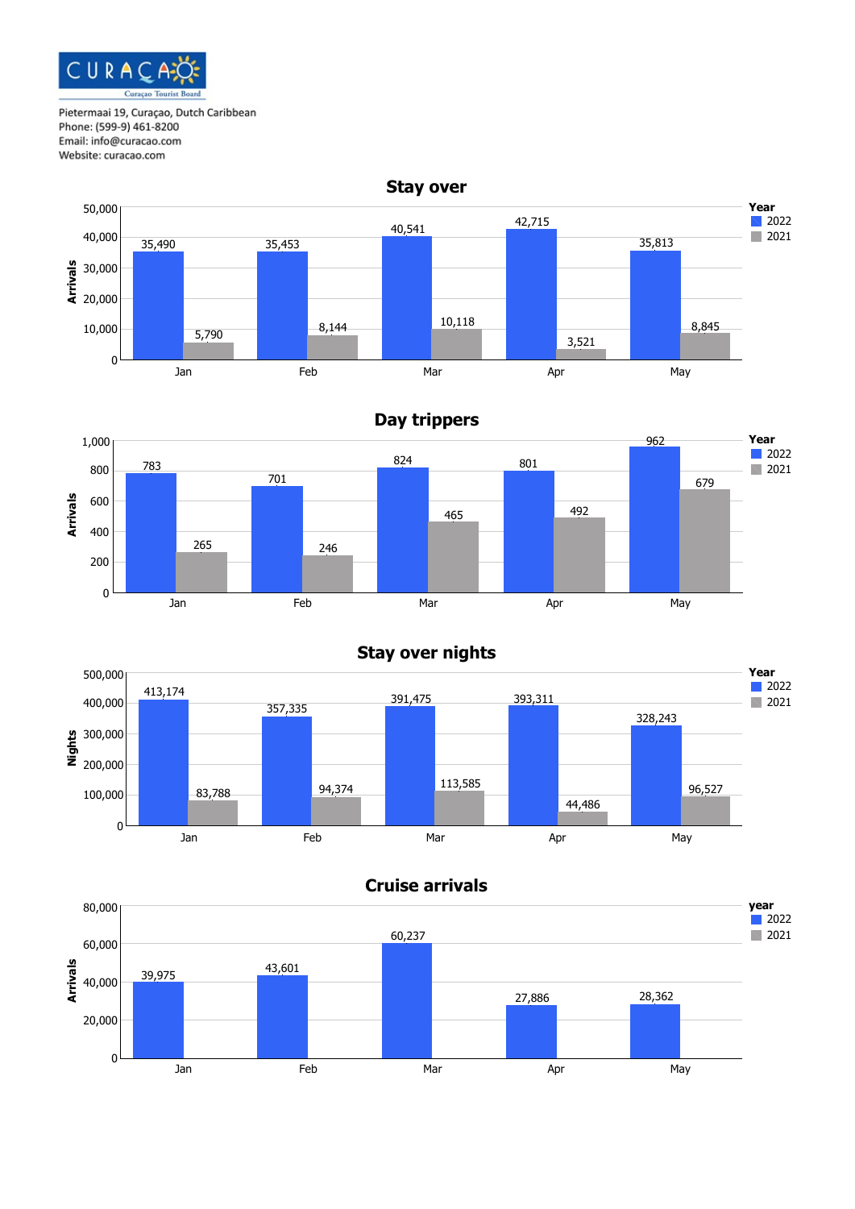CURAÇAO
Curaçao Tourist Board

Pietermaai 19, Curaçao, Dutch Caribbean
Phone: (599-9) 461-8200
Email: info@curacao.com
Website: curacao.com

## Stay over

Arrivals
50,000
40,000
30,000
20,000
10,000
0

Year
2022
2021

Jan: 35,490 / 5,790
Feb: 35,453 / 8,144
Mar: 40,541 / 10,118
Apr: 42,715 / 3,521
May: 35,813 / 8,845

## Day trippers

Arrivals
1,000
800
600
400
200
0

Year
2022
2021

Jan: 783 / 265
Feb: 701 / 246
Mar: 824 / 465
Apr: 801 / 492
May: 962 / 679

## Stay over nights

Nights
500,000
400,000
300,000
200,000
100,000
0

Year
2022
2021

Jan: 413,174 / 83,788
Feb: 357,335 / 94,374
Mar: 391,475 / 113,585
Apr: 393,311 / 44,486
May: 328,243 / 96,527

## Cruise arrivals

Arrivals
80,000
60,000
40,000
20,000
0

year
2022
2021

Jan: 39,975
Feb: 43,601
Mar: 60,237
Apr: 27,886
May: 28,362